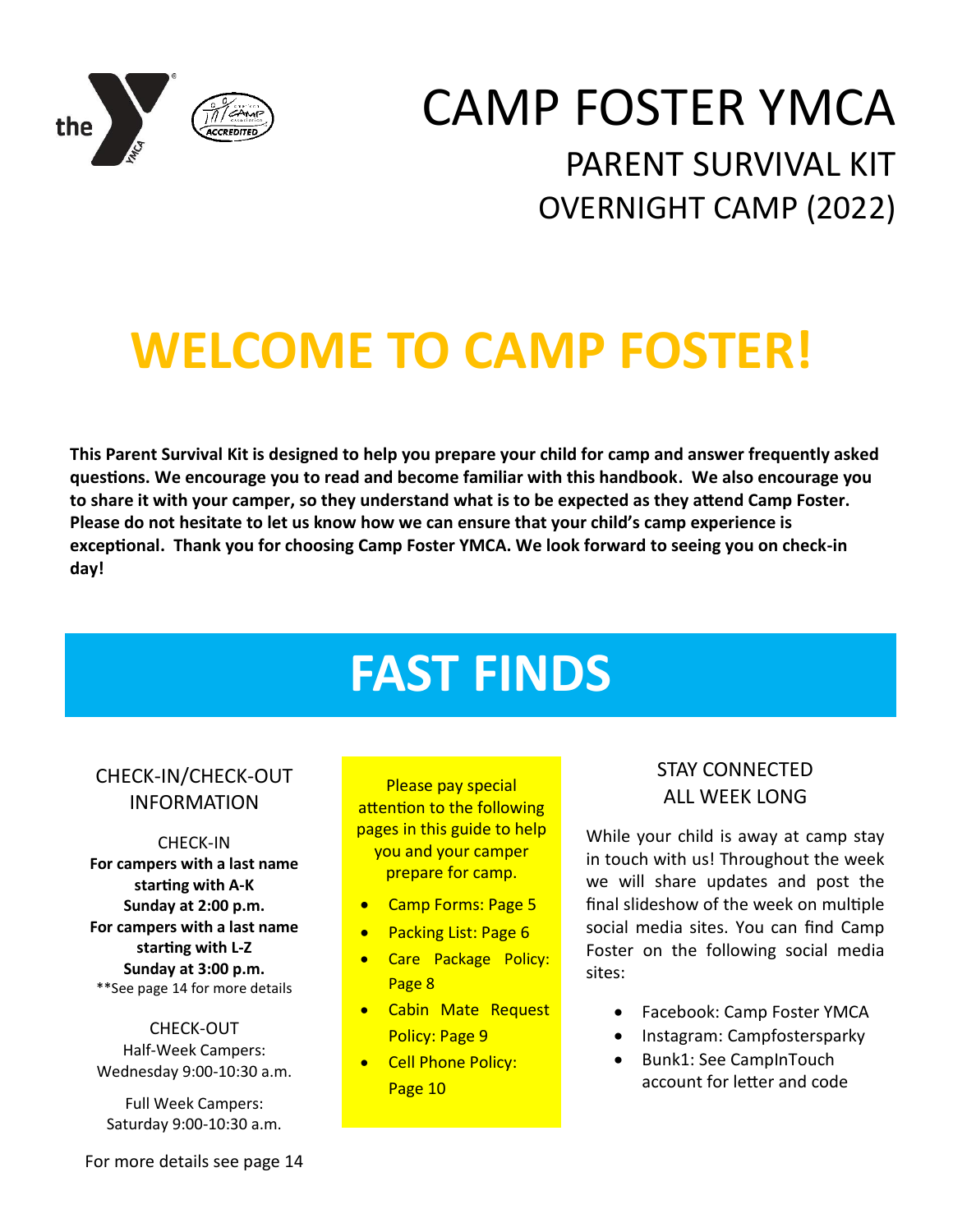# CAMP FOSTER YMCA

## PARENT SURVIVAL KIT

## OVERNIGHT CAMP (2022)

# WELCOME TO CAMP FOSTER!

**This Parent Survival Kit is designed to help you prepare your child for camp and answer frequently asked questions. We encourage you to read and become familiar with this handbook. We also encourage you to share it with your camper, so they understand what is to be expected as they attend Camp Foster. Please do not hesitate to let us know how we can ensure that your child's camp experience is exceptional. Thank you for choosing Camp Foster YMCA. We look forward to seeing you on check-in day!**

# FAST FINDS

### CHECK-IN/CHECK-OUT INFORMATION

CHECK-IN

**For campers with a last name starting with A-K**
**Sunday at 2:00 p.m.**
**For campers with a last name starting with L-Z**
**Sunday at 3:00 p.m.**
**See page 14 for more details

CHECK-OUT

Half-Week Campers:
Wednesday 9:00-10:30 a.m.

Full Week Campers:
Saturday 9:00-10:30 a.m.

For more details see page 14

Please pay special attention to the following pages in this guide to help you and your camper prepare for camp.

- Camp Forms: Page 5
- Packing List: Page 6
- Care Package Policy: Page 8
- Cabin Mate Request Policy: Page 9
- Cell Phone Policy: Page 10

### STAY CONNECTED ALL WEEK LONG

While your child is away at camp stay in touch with us! Throughout the week we will share updates and post the final slideshow of the week on multiple social media sites. You can find Camp Foster on the following social media sites:

- Facebook: Camp Foster YMCA
- Instagram: Campfostersparky
- Bunk1: See CampInTouch account for letter and code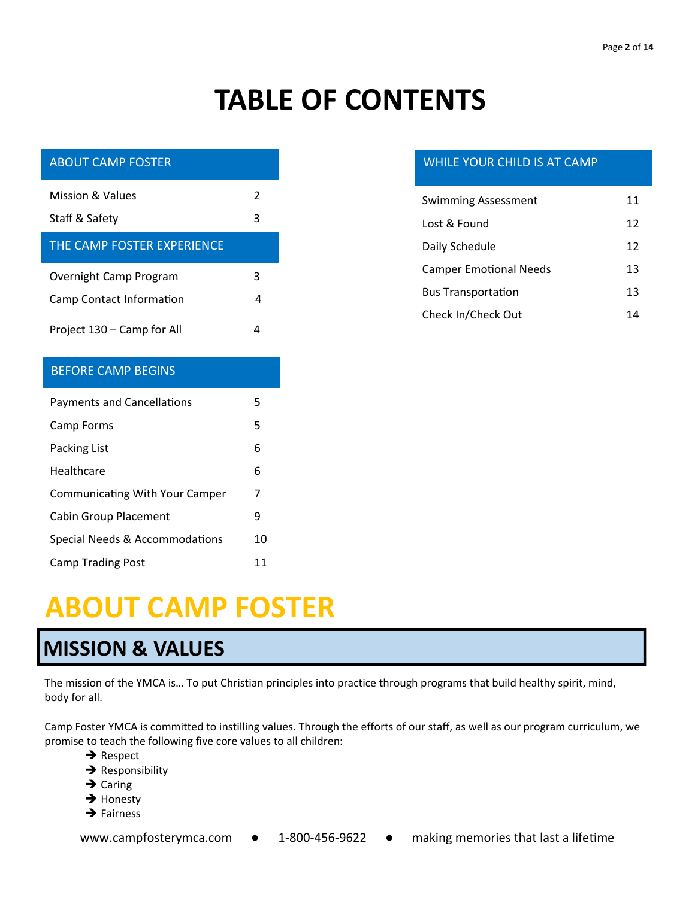# TABLE OF CONTENTS

| ABOUT CAMP FOSTER | |
|---|---|
| Mission & Values | 2 |
| Staff & Safety | 3 |

| THE CAMP FOSTER EXPERIENCE | |
|---|---|
| Overnight Camp Program | 3 |
| Camp Contact Information | 4 |
| Project 130 – Camp for All | 4 |

| BEFORE CAMP BEGINS | |
|---|---|
| Payments and Cancellations | 5 |
| Camp Forms | 5 |
| Packing List | 6 |
| Healthcare | 6 |
| Communicating With Your Camper | 7 |
| Cabin Group Placement | 9 |
| Special Needs & Accommodations | 10 |
| Camp Trading Post | 11 |

| WHILE YOUR CHILD IS AT CAMP | |
|---|---|
| Swimming Assessment | 11 |
| Lost & Found | 12 |
| Daily Schedule | 12 |
| Camper Emotional Needs | 13 |
| Bus Transportation | 13 |
| Check In/Check Out | 14 |

# ABOUT CAMP FOSTER

## MISSION & VALUES

The mission of the YMCA is… To put Christian principles into practice through programs that build healthy spirit, mind, body for all.

Camp Foster YMCA is committed to instilling values. Through the efforts of our staff, as well as our program curriculum, we promise to teach the following five core values to all children:

- ➔ Respect
- ➔ Responsibility
- ➔ Caring
- ➔ Honesty
- ➔ Fairness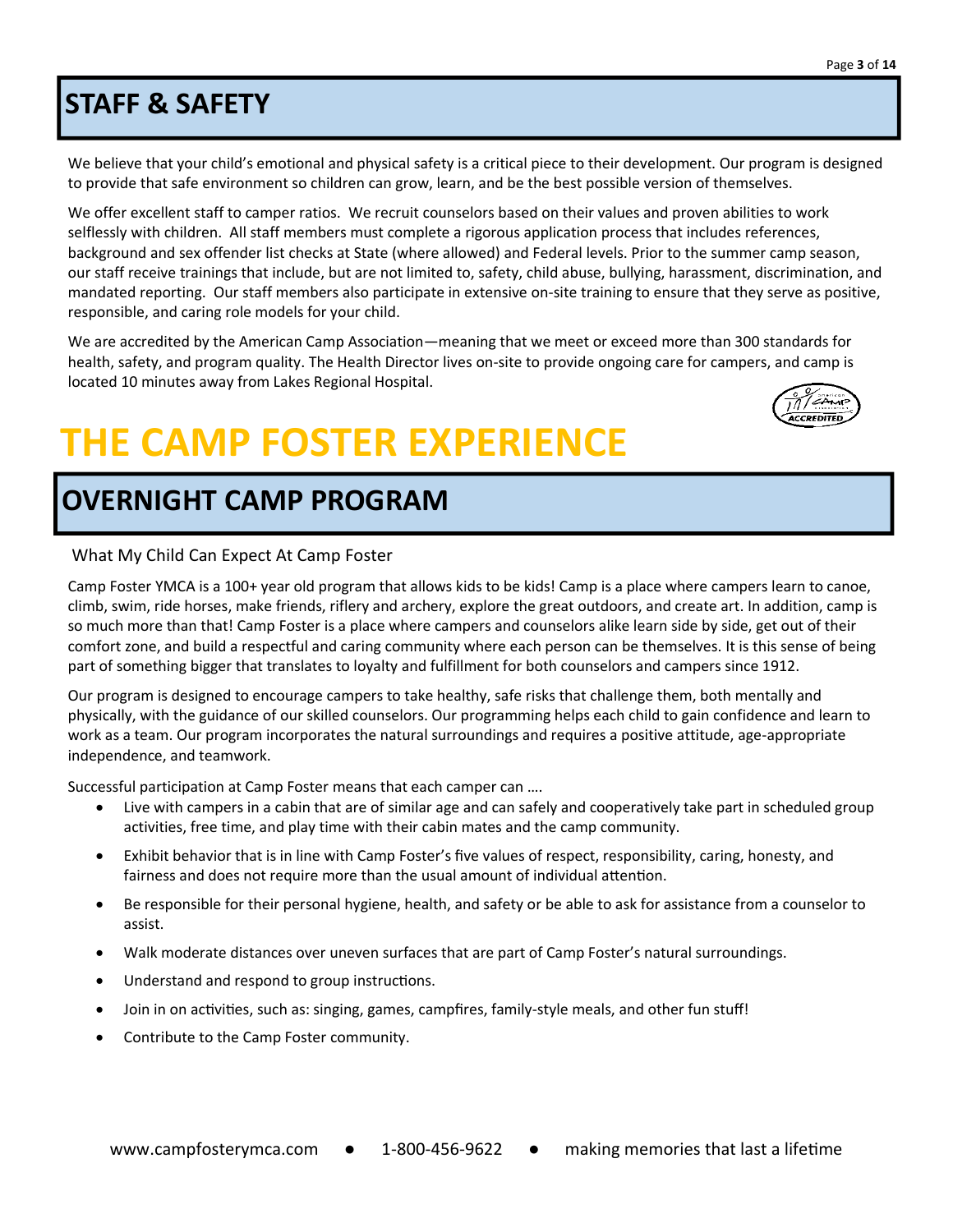## STAFF & SAFETY

We believe that your child's emotional and physical safety is a critical piece to their development. Our program is designed to provide that safe environment so children can grow, learn, and be the best possible version of themselves.

We offer excellent staff to camper ratios. We recruit counselors based on their values and proven abilities to work selflessly with children. All staff members must complete a rigorous application process that includes references, background and sex offender list checks at State (where allowed) and Federal levels. Prior to the summer camp season, our staff receive trainings that include, but are not limited to, safety, child abuse, bullying, harassment, discrimination, and mandated reporting. Our staff members also participate in extensive on-site training to ensure that they serve as positive, responsible, and caring role models for your child.

We are accredited by the American Camp Association—meaning that we meet or exceed more than 300 standards for health, safety, and program quality. The Health Director lives on-site to provide ongoing care for campers, and camp is located 10 minutes away from Lakes Regional Hospital.

# THE CAMP FOSTER EXPERIENCE

## OVERNIGHT CAMP PROGRAM

What My Child Can Expect At Camp Foster

Camp Foster YMCA is a 100+ year old program that allows kids to be kids! Camp is a place where campers learn to canoe, climb, swim, ride horses, make friends, riflery and archery, explore the great outdoors, and create art. In addition, camp is so much more than that! Camp Foster is a place where campers and counselors alike learn side by side, get out of their comfort zone, and build a respectful and caring community where each person can be themselves. It is this sense of being part of something bigger that translates to loyalty and fulfillment for both counselors and campers since 1912.

Our program is designed to encourage campers to take healthy, safe risks that challenge them, both mentally and physically, with the guidance of our skilled counselors. Our programming helps each child to gain confidence and learn to work as a team. Our program incorporates the natural surroundings and requires a positive attitude, age-appropriate independence, and teamwork.

Successful participation at Camp Foster means that each camper can ….

- Live with campers in a cabin that are of similar age and can safely and cooperatively take part in scheduled group activities, free time, and play time with their cabin mates and the camp community.
- Exhibit behavior that is in line with Camp Foster's five values of respect, responsibility, caring, honesty, and fairness and does not require more than the usual amount of individual attention.
- Be responsible for their personal hygiene, health, and safety or be able to ask for assistance from a counselor to assist.
- Walk moderate distances over uneven surfaces that are part of Camp Foster's natural surroundings.
- Understand and respond to group instructions.
- Join in on activities, such as: singing, games, campfires, family-style meals, and other fun stuff!
- Contribute to the Camp Foster community.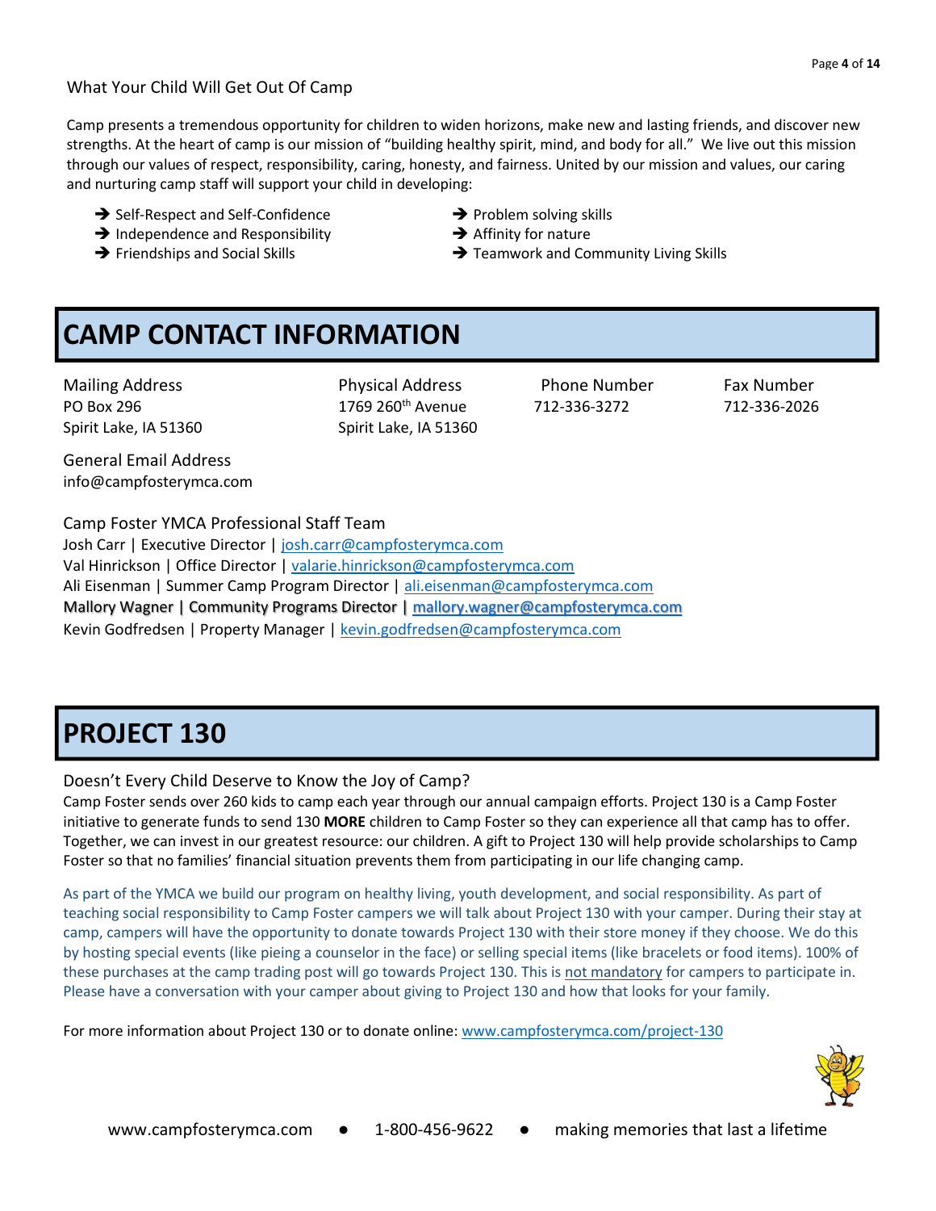What Your Child Will Get Out Of Camp

Camp presents a tremendous opportunity for children to widen horizons, make new and lasting friends, and discover new strengths. At the heart of camp is our mission of "building healthy spirit, mind, and body for all." We live out this mission through our values of respect, responsibility, caring, honesty, and fairness. United by our mission and values, our caring and nurturing camp staff will support your child in developing:

- ➔ Self-Respect and Self-Confidence
- ➔ Independence and Responsibility
- ➔ Friendships and Social Skills
- ➔ Problem solving skills
- ➔ Affinity for nature
- ➔ Teamwork and Community Living Skills

# CAMP CONTACT INFORMATION

Mailing Address
PO Box 296
Spirit Lake, IA 51360

Physical Address
1769 260th Avenue
Spirit Lake, IA 51360

Phone Number
712-336-3272

Fax Number
712-336-2026

General Email Address
info@campfosterymca.com

Camp Foster YMCA Professional Staff Team
Josh Carr | Executive Director | josh.carr@campfosterymca.com
Val Hinrickson | Office Director | valarie.hinrickson@campfosterymca.com
Ali Eisenman | Summer Camp Program Director | ali.eisenman@campfosterymca.com
Mallory Wagner | Community Programs Director | mallory.wagner@campfosterymca.com
Kevin Godfredsen | Property Manager | kevin.godfredsen@campfosterymca.com

# PROJECT 130

Doesn't Every Child Deserve to Know the Joy of Camp?
Camp Foster sends over 260 kids to camp each year through our annual campaign efforts. Project 130 is a Camp Foster initiative to generate funds to send 130 **MORE** children to Camp Foster so they can experience all that camp has to offer. Together, we can invest in our greatest resource: our children. A gift to Project 130 will help provide scholarships to Camp Foster so that no families' financial situation prevents them from participating in our life changing camp.

As part of the YMCA we build our program on healthy living, youth development, and social responsibility. As part of teaching social responsibility to Camp Foster campers we will talk about Project 130 with your camper. During their stay at camp, campers will have the opportunity to donate towards Project 130 with their store money if they choose. We do this by hosting special events (like pieing a counselor in the face) or selling special items (like bracelets or food items). 100% of these purchases at the camp trading post will go towards Project 130. This is not mandatory for campers to participate in. Please have a conversation with your camper about giving to Project 130 and how that looks for your family.

For more information about Project 130 or to donate online: www.campfosterymca.com/project-130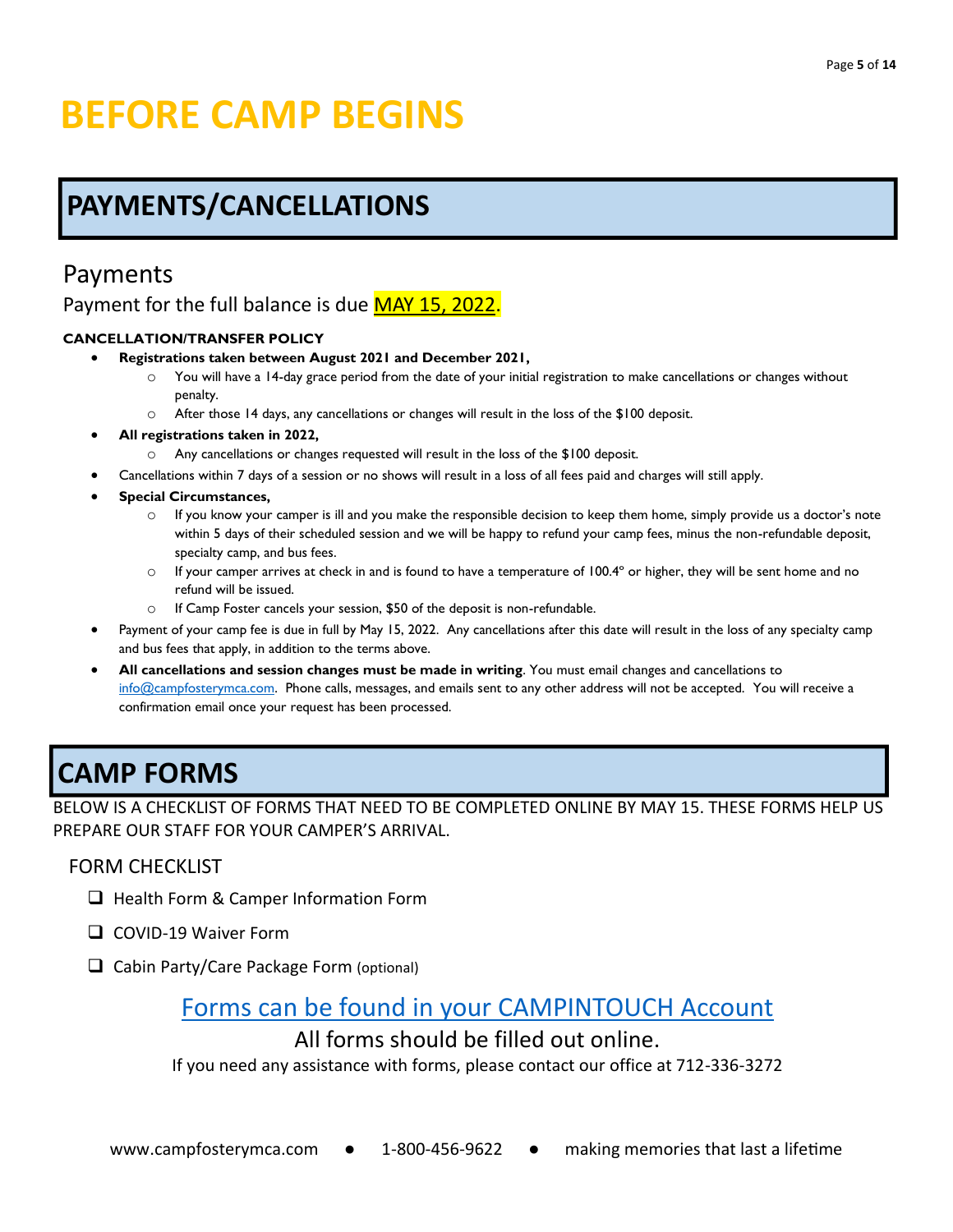# BEFORE CAMP BEGINS

## PAYMENTS/CANCELLATIONS

### Payments

Payment for the full balance is due MAY 15, 2022.

**CANCELLATION/TRANSFER POLICY**

- **Registrations taken between August 2021 and December 2021,**
  - You will have a 14-day grace period from the date of your initial registration to make cancellations or changes without penalty.
  - After those 14 days, any cancellations or changes will result in the loss of the $100 deposit.
- **All registrations taken in 2022,**
  - Any cancellations or changes requested will result in the loss of the $100 deposit.
- Cancellations within 7 days of a session or no shows will result in a loss of all fees paid and charges will still apply.
- **Special Circumstances,**
  - If you know your camper is ill and you make the responsible decision to keep them home, simply provide us a doctor's note within 5 days of their scheduled session and we will be happy to refund your camp fees, minus the non-refundable deposit, specialty camp, and bus fees.
  - If your camper arrives at check in and is found to have a temperature of 100.4º or higher, they will be sent home and no refund will be issued.
  - If Camp Foster cancels your session, $50 of the deposit is non-refundable.
- Payment of your camp fee is due in full by May 15, 2022. Any cancellations after this date will result in the loss of any specialty camp and bus fees that apply, in addition to the terms above.
- **All cancellations and session changes must be made in writing**. You must email changes and cancellations to info@campfosterymca.com. Phone calls, messages, and emails sent to any other address will not be accepted. You will receive a confirmation email once your request has been processed.

## CAMP FORMS

BELOW IS A CHECKLIST OF FORMS THAT NEED TO BE COMPLETED ONLINE BY MAY 15. THESE FORMS HELP US PREPARE OUR STAFF FOR YOUR CAMPER'S ARRIVAL.

### FORM CHECKLIST

- ❑ Health Form & Camper Information Form
- ❑ COVID-19 Waiver Form
- ❑ Cabin Party/Care Package Form (optional)

Forms can be found in your CAMPINTOUCH Account

All forms should be filled out online.

If you need any assistance with forms, please contact our office at 712-336-3272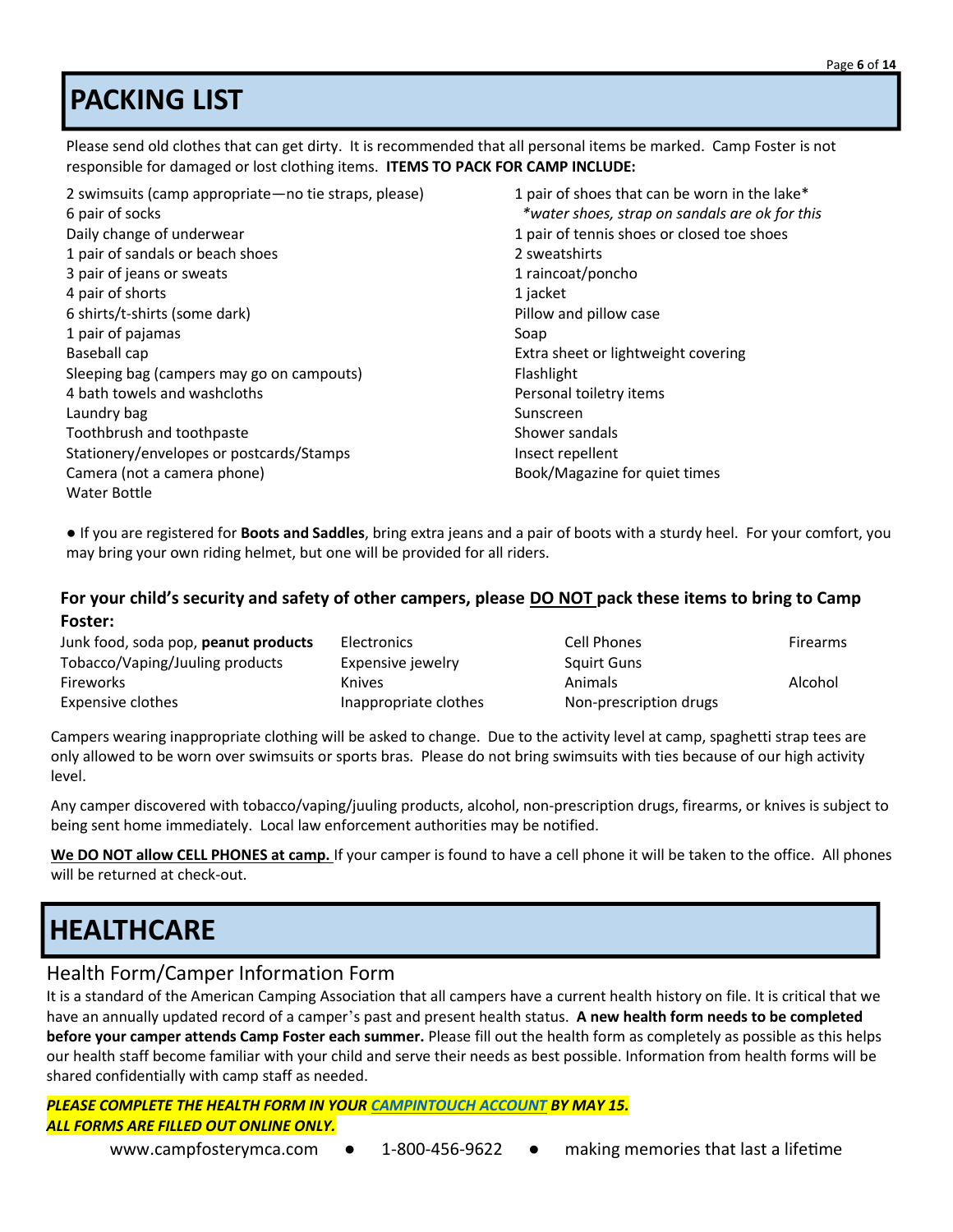# PACKING LIST

Please send old clothes that can get dirty. It is recommended that all personal items be marked. Camp Foster is not responsible for damaged or lost clothing items. **ITEMS TO PACK FOR CAMP INCLUDE:**

2 swimsuits (camp appropriate—no tie straps, please)
6 pair of socks
Daily change of underwear
1 pair of sandals or beach shoes
3 pair of jeans or sweats
4 pair of shorts
6 shirts/t-shirts (some dark)
1 pair of pajamas
Baseball cap
Sleeping bag (campers may go on campouts)
4 bath towels and washcloths
Laundry bag
Toothbrush and toothpaste
Stationery/envelopes or postcards/Stamps
Camera (not a camera phone)
Water Bottle
1 pair of shoes that can be worn in the lake*
*\*water shoes, strap on sandals are ok for this*
1 pair of tennis shoes or closed toe shoes
2 sweatshirts
1 raincoat/poncho
1 jacket
Pillow and pillow case
Soap
Extra sheet or lightweight covering
Flashlight
Personal toiletry items
Sunscreen
Shower sandals
Insect repellent
Book/Magazine for quiet times

● If you are registered for **Boots and Saddles**, bring extra jeans and a pair of boots with a sturdy heel. For your comfort, you may bring your own riding helmet, but one will be provided for all riders.

**For your child's security and safety of other campers, please DO NOT pack these items to bring to Camp Foster:**

| | | | |
|---|---|---|---|
| Junk food, soda pop, **peanut products** | Electronics | Cell Phones | Firearms |
| Tobacco/Vaping/Juuling products | Expensive jewelry | Squirt Guns | |
| Fireworks | Knives | Animals | Alcohol |
| Expensive clothes | Inappropriate clothes | Non-prescription drugs | |

Campers wearing inappropriate clothing will be asked to change. Due to the activity level at camp, spaghetti strap tees are only allowed to be worn over swimsuits or sports bras. Please do not bring swimsuits with ties because of our high activity level.

Any camper discovered with tobacco/vaping/juuling products, alcohol, non-prescription drugs, firearms, or knives is subject to being sent home immediately. Local law enforcement authorities may be notified.

**We DO NOT allow CELL PHONES at camp.** If your camper is found to have a cell phone it will be taken to the office. All phones will be returned at check-out.

# HEALTHCARE

## Health Form/Camper Information Form

It is a standard of the American Camping Association that all campers have a current health history on file. It is critical that we have an annually updated record of a camper's past and present health status. **A new health form needs to be completed before your camper attends Camp Foster each summer.** Please fill out the health form as completely as possible as this helps our health staff become familiar with your child and serve their needs as best possible. Information from health forms will be shared confidentially with camp staff as needed.

***PLEASE COMPLETE THE HEALTH FORM IN YOUR CAMPINTOUCH ACCOUNT BY MAY 15.***
***ALL FORMS ARE FILLED OUT ONLINE ONLY.***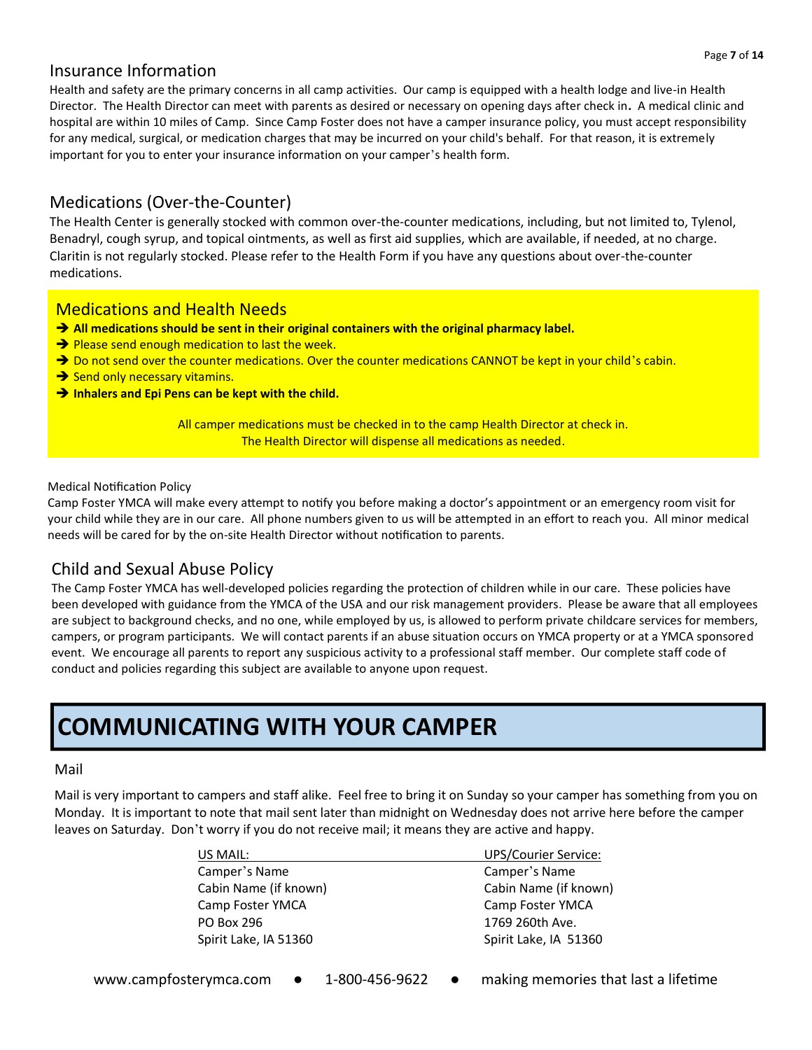## Insurance Information

Health and safety are the primary concerns in all camp activities. Our camp is equipped with a health lodge and live-in Health Director. The Health Director can meet with parents as desired or necessary on opening days after check in**.** A medical clinic and hospital are within 10 miles of Camp. Since Camp Foster does not have a camper insurance policy, you must accept responsibility for any medical, surgical, or medication charges that may be incurred on your child's behalf. For that reason, it is extremely important for you to enter your insurance information on your camper's health form.

## Medications (Over-the-Counter)

The Health Center is generally stocked with common over-the-counter medications, including, but not limited to, Tylenol, Benadryl, cough syrup, and topical ointments, as well as first aid supplies, which are available, if needed, at no charge. Claritin is not regularly stocked. Please refer to the Health Form if you have any questions about over-the-counter medications.

## Medications and Health Needs

- ➔ **All medications should be sent in their original containers with the original pharmacy label.**
- ➔ Please send enough medication to last the week.
- ➔ Do not send over the counter medications. Over the counter medications CANNOT be kept in your child's cabin.
- ➔ Send only necessary vitamins.
- ➔ **Inhalers and Epi Pens can be kept with the child.**

All camper medications must be checked in to the camp Health Director at check in.
The Health Director will dispense all medications as needed.

### Medical Notification Policy

Camp Foster YMCA will make every attempt to notify you before making a doctor's appointment or an emergency room visit for your child while they are in our care. All phone numbers given to us will be attempted in an effort to reach you. All minor medical needs will be cared for by the on-site Health Director without notification to parents.

## Child and Sexual Abuse Policy

The Camp Foster YMCA has well-developed policies regarding the protection of children while in our care. These policies have been developed with guidance from the YMCA of the USA and our risk management providers. Please be aware that all employees are subject to background checks, and no one, while employed by us, is allowed to perform private childcare services for members, campers, or program participants. We will contact parents if an abuse situation occurs on YMCA property or at a YMCA sponsored event. We encourage all parents to report any suspicious activity to a professional staff member. Our complete staff code of conduct and policies regarding this subject are available to anyone upon request.

# COMMUNICATING WITH YOUR CAMPER

## Mail

Mail is very important to campers and staff alike. Feel free to bring it on Sunday so your camper has something from you on Monday. It is important to note that mail sent later than midnight on Wednesday does not arrive here before the camper leaves on Saturday. Don't worry if you do not receive mail; it means they are active and happy.

| US MAIL: | UPS/Courier Service: |
|---|---|
| Camper's Name | Camper's Name |
| Cabin Name (if known) | Cabin Name (if known) |
| Camp Foster YMCA | Camp Foster YMCA |
| PO Box 296 | 1769 260th Ave. |
| Spirit Lake, IA 51360 | Spirit Lake, IA 51360 |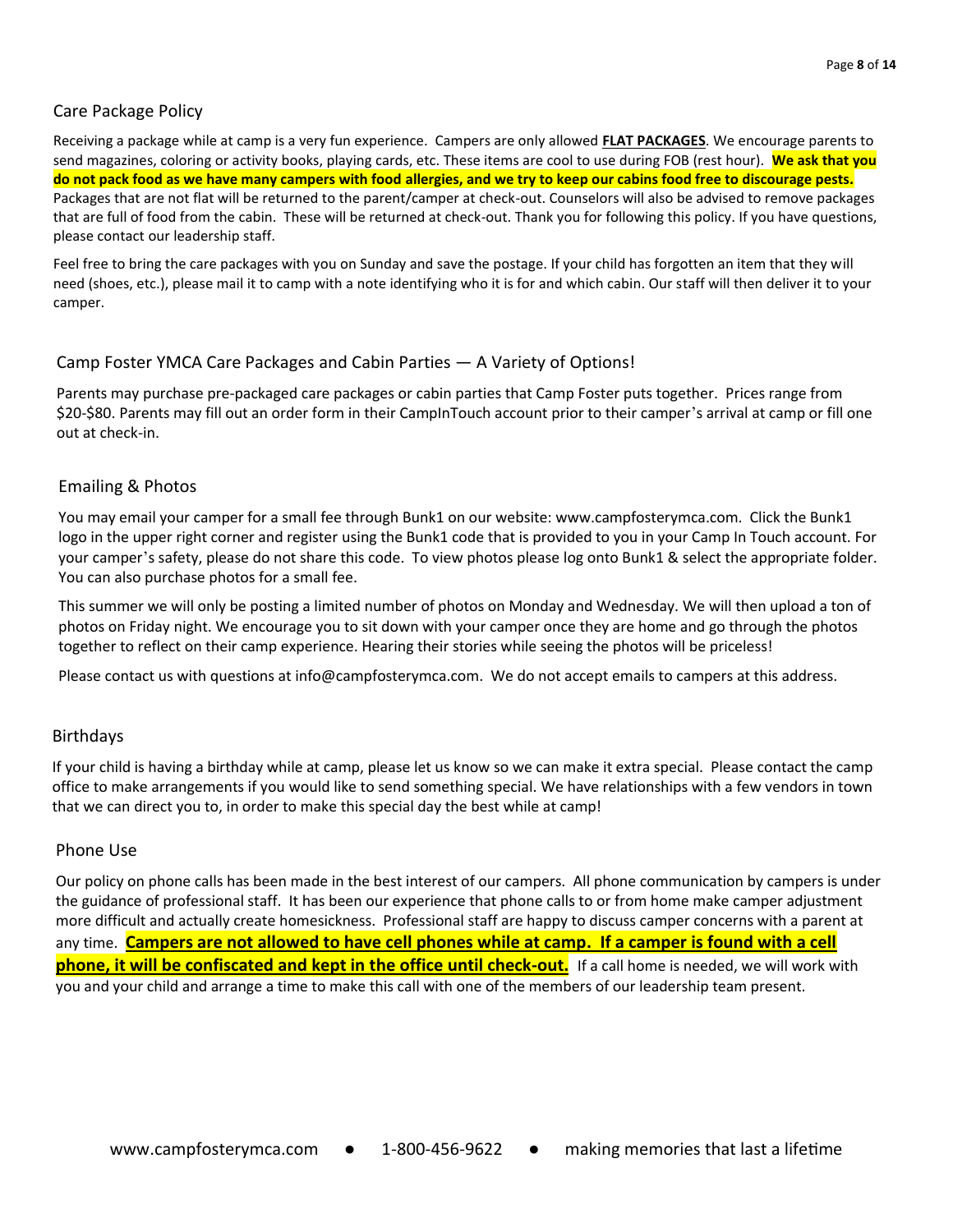## Care Package Policy

Receiving a package while at camp is a very fun experience. Campers are only allowed **FLAT PACKAGES**. We encourage parents to send magazines, coloring or activity books, playing cards, etc. These items are cool to use during FOB (rest hour). **We ask that you do not pack food as we have many campers with food allergies, and we try to keep our cabins food free to discourage pests.** Packages that are not flat will be returned to the parent/camper at check-out. Counselors will also be advised to remove packages that are full of food from the cabin. These will be returned at check-out. Thank you for following this policy. If you have questions, please contact our leadership staff.

Feel free to bring the care packages with you on Sunday and save the postage. If your child has forgotten an item that they will need (shoes, etc.), please mail it to camp with a note identifying who it is for and which cabin. Our staff will then deliver it to your camper.

## Camp Foster YMCA Care Packages and Cabin Parties — A Variety of Options!

Parents may purchase pre-packaged care packages or cabin parties that Camp Foster puts together. Prices range from $20-$80. Parents may fill out an order form in their CampInTouch account prior to their camper's arrival at camp or fill one out at check-in.

## Emailing & Photos

You may email your camper for a small fee through Bunk1 on our website: www.campfosterymca.com. Click the Bunk1 logo in the upper right corner and register using the Bunk1 code that is provided to you in your Camp In Touch account. For your camper's safety, please do not share this code. To view photos please log onto Bunk1 & select the appropriate folder. You can also purchase photos for a small fee.

This summer we will only be posting a limited number of photos on Monday and Wednesday. We will then upload a ton of photos on Friday night. We encourage you to sit down with your camper once they are home and go through the photos together to reflect on their camp experience. Hearing their stories while seeing the photos will be priceless!

Please contact us with questions at info@campfosterymca.com. We do not accept emails to campers at this address.

## Birthdays

If your child is having a birthday while at camp, please let us know so we can make it extra special. Please contact the camp office to make arrangements if you would like to send something special. We have relationships with a few vendors in town that we can direct you to, in order to make this special day the best while at camp!

## Phone Use

Our policy on phone calls has been made in the best interest of our campers. All phone communication by campers is under the guidance of professional staff. It has been our experience that phone calls to or from home make camper adjustment more difficult and actually create homesickness. Professional staff are happy to discuss camper concerns with a parent at any time. **Campers are not allowed to have cell phones while at camp. If a camper is found with a cell phone, it will be confiscated and kept in the office until check-out.** If a call home is needed, we will work with you and your child and arrange a time to make this call with one of the members of our leadership team present.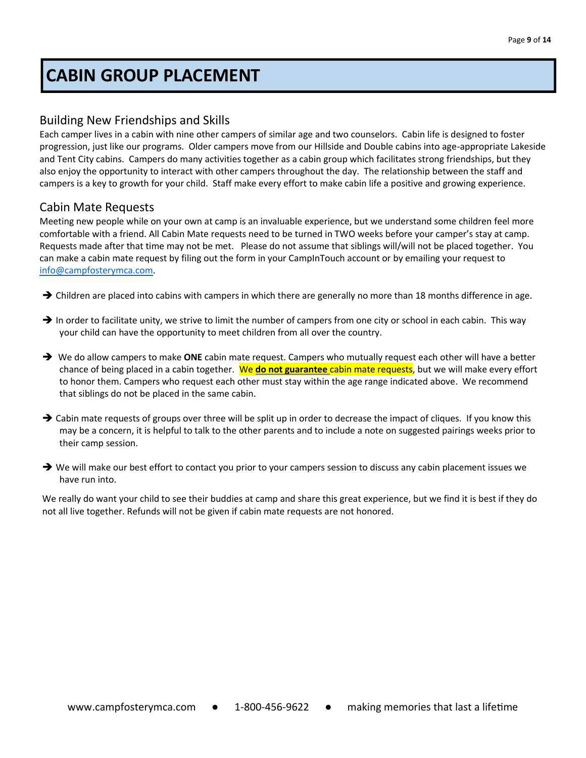# CABIN GROUP PLACEMENT

## Building New Friendships and Skills

Each camper lives in a cabin with nine other campers of similar age and two counselors. Cabin life is designed to foster progression, just like our programs. Older campers move from our Hillside and Double cabins into age-appropriate Lakeside and Tent City cabins. Campers do many activities together as a cabin group which facilitates strong friendships, but they also enjoy the opportunity to interact with other campers throughout the day. The relationship between the staff and campers is a key to growth for your child. Staff make every effort to make cabin life a positive and growing experience.

## Cabin Mate Requests

Meeting new people while on your own at camp is an invaluable experience, but we understand some children feel more comfortable with a friend. All Cabin Mate requests need to be turned in TWO weeks before your camper's stay at camp. Requests made after that time may not be met. Please do not assume that siblings will/will not be placed together. You can make a cabin mate request by filing out the form in your CampInTouch account or by emailing your request to info@campfosterymca.com.

- ➔ Children are placed into cabins with campers in which there are generally no more than 18 months difference in age.
- ➔ In order to facilitate unity, we strive to limit the number of campers from one city or school in each cabin. This way your child can have the opportunity to meet children from all over the country.
- ➔ We do allow campers to make **ONE** cabin mate request. Campers who mutually request each other will have a better chance of being placed in a cabin together. We **do not guarantee** cabin mate requests, but we will make every effort to honor them. Campers who request each other must stay within the age range indicated above. We recommend that siblings do not be placed in the same cabin.
- ➔ Cabin mate requests of groups over three will be split up in order to decrease the impact of cliques. If you know this may be a concern, it is helpful to talk to the other parents and to include a note on suggested pairings weeks prior to their camp session.
- ➔ We will make our best effort to contact you prior to your campers session to discuss any cabin placement issues we have run into.

We really do want your child to see their buddies at camp and share this great experience, but we find it is best if they do not all live together. Refunds will not be given if cabin mate requests are not honored.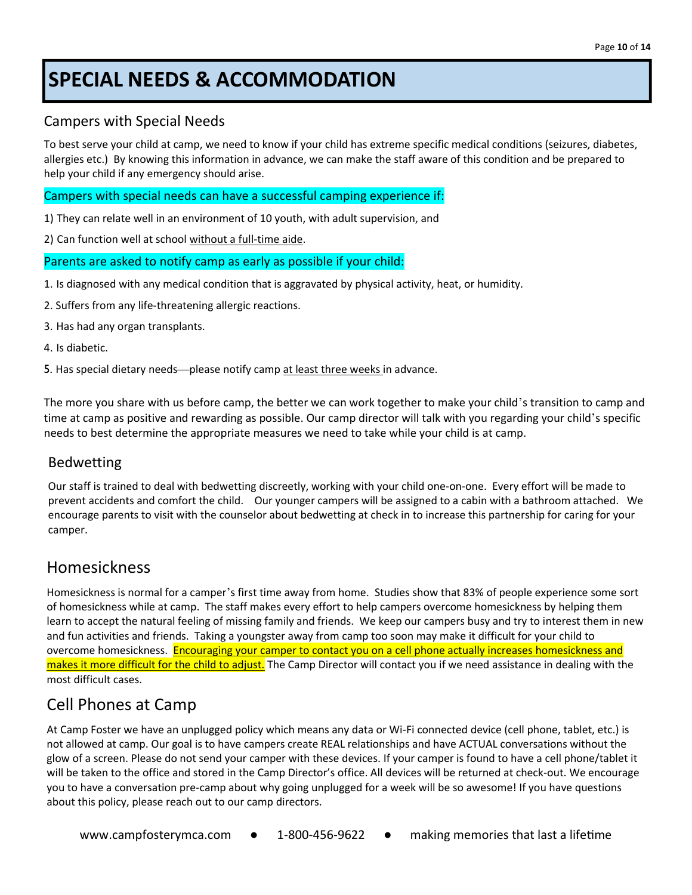# SPECIAL NEEDS & ACCOMMODATION

## Campers with Special Needs

To best serve your child at camp, we need to know if your child has extreme specific medical conditions (seizures, diabetes, allergies etc.) By knowing this information in advance, we can make the staff aware of this condition and be prepared to help your child if any emergency should arise.

Campers with special needs can have a successful camping experience if:

1) They can relate well in an environment of 10 youth, with adult supervision, and

2) Can function well at school without a full-time aide.

Parents are asked to notify camp as early as possible if your child:

1. Is diagnosed with any medical condition that is aggravated by physical activity, heat, or humidity.
2. Suffers from any life-threatening allergic reactions.
3. Has had any organ transplants.
4. Is diabetic.
5. Has special dietary needs—please notify camp at least three weeks in advance.

The more you share with us before camp, the better we can work together to make your child's transition to camp and time at camp as positive and rewarding as possible. Our camp director will talk with you regarding your child's specific needs to best determine the appropriate measures we need to take while your child is at camp.

## Bedwetting

Our staff is trained to deal with bedwetting discreetly, working with your child one-on-one. Every effort will be made to prevent accidents and comfort the child. Our younger campers will be assigned to a cabin with a bathroom attached. We encourage parents to visit with the counselor about bedwetting at check in to increase this partnership for caring for your camper.

## Homesickness

Homesickness is normal for a camper's first time away from home. Studies show that 83% of people experience some sort of homesickness while at camp. The staff makes every effort to help campers overcome homesickness by helping them learn to accept the natural feeling of missing family and friends. We keep our campers busy and try to interest them in new and fun activities and friends. Taking a youngster away from camp too soon may make it difficult for your child to overcome homesickness. Encouraging your camper to contact you on a cell phone actually increases homesickness and makes it more difficult for the child to adjust. The Camp Director will contact you if we need assistance in dealing with the most difficult cases.

## Cell Phones at Camp

At Camp Foster we have an unplugged policy which means any data or Wi-Fi connected device (cell phone, tablet, etc.) is not allowed at camp. Our goal is to have campers create REAL relationships and have ACTUAL conversations without the glow of a screen. Please do not send your camper with these devices. If your camper is found to have a cell phone/tablet it will be taken to the office and stored in the Camp Director's office. All devices will be returned at check-out. We encourage you to have a conversation pre-camp about why going unplugged for a week will be so awesome! If you have questions about this policy, please reach out to our camp directors.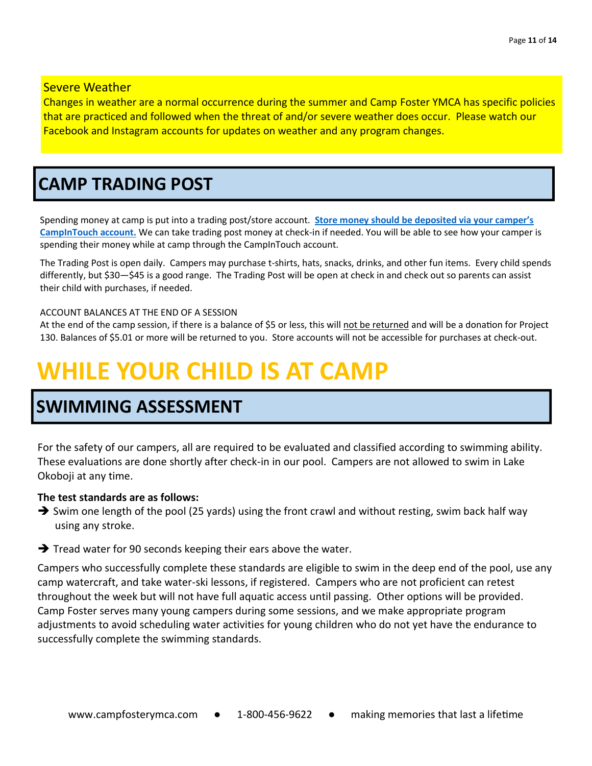### Severe Weather

Changes in weather are a normal occurrence during the summer and Camp Foster YMCA has specific policies that are practiced and followed when the threat of and/or severe weather does occur. Please watch our Facebook and Instagram accounts for updates on weather and any program changes.

## CAMP TRADING POST

Spending money at camp is put into a trading post/store account. **Store money should be deposited via your camper's CampInTouch account.** We can take trading post money at check-in if needed. You will be able to see how your camper is spending their money while at camp through the CampInTouch account.

The Trading Post is open daily. Campers may purchase t-shirts, hats, snacks, drinks, and other fun items. Every child spends differently, but $30—$45 is a good range. The Trading Post will be open at check in and check out so parents can assist their child with purchases, if needed.

ACCOUNT BALANCES AT THE END OF A SESSION

At the end of the camp session, if there is a balance of $5 or less, this will not be returned and will be a donation for Project 130. Balances of $5.01 or more will be returned to you. Store accounts will not be accessible for purchases at check-out.

# WHILE YOUR CHILD IS AT CAMP

## SWIMMING ASSESSMENT

For the safety of our campers, all are required to be evaluated and classified according to swimming ability. These evaluations are done shortly after check-in in our pool. Campers are not allowed to swim in Lake Okoboji at any time.

**The test standards are as follows:**

- Swim one length of the pool (25 yards) using the front crawl and without resting, swim back half way using any stroke.
- Tread water for 90 seconds keeping their ears above the water.

Campers who successfully complete these standards are eligible to swim in the deep end of the pool, use any camp watercraft, and take water-ski lessons, if registered. Campers who are not proficient can retest throughout the week but will not have full aquatic access until passing. Other options will be provided. Camp Foster serves many young campers during some sessions, and we make appropriate program adjustments to avoid scheduling water activities for young children who do not yet have the endurance to successfully complete the swimming standards.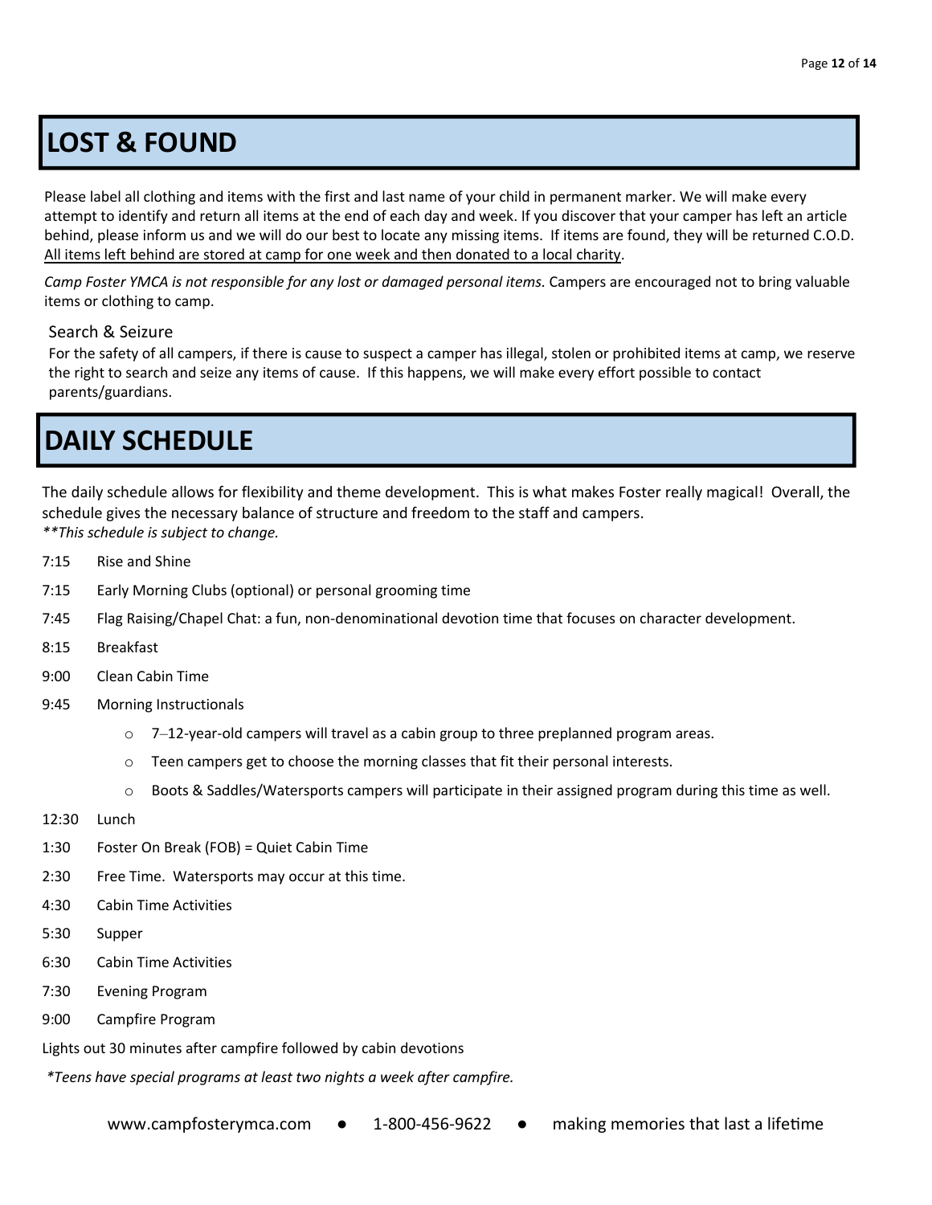## LOST & FOUND

Please label all clothing and items with the first and last name of your child in permanent marker. We will make every attempt to identify and return all items at the end of each day and week. If you discover that your camper has left an article behind, please inform us and we will do our best to locate any missing items. If items are found, they will be returned C.O.D. All items left behind are stored at camp for one week and then donated to a local charity.

*Camp Foster YMCA is not responsible for any lost or damaged personal items.* Campers are encouraged not to bring valuable items or clothing to camp.

### Search & Seizure

For the safety of all campers, if there is cause to suspect a camper has illegal, stolen or prohibited items at camp, we reserve the right to search and seize any items of cause. If this happens, we will make every effort possible to contact parents/guardians.

## DAILY SCHEDULE

The daily schedule allows for flexibility and theme development. This is what makes Foster really magical! Overall, the schedule gives the necessary balance of structure and freedom to the staff and campers.
*\*\*This schedule is subject to change.*

7:15 Rise and Shine

7:15 Early Morning Clubs (optional) or personal grooming time

7:45 Flag Raising/Chapel Chat: a fun, non-denominational devotion time that focuses on character development.

8:15 Breakfast

9:00 Clean Cabin Time

9:45 Morning Instructionals

- 7–12-year-old campers will travel as a cabin group to three preplanned program areas.
- Teen campers get to choose the morning classes that fit their personal interests.
- Boots & Saddles/Watersports campers will participate in their assigned program during this time as well.

12:30 Lunch

1:30 Foster On Break (FOB) = Quiet Cabin Time

2:30 Free Time. Watersports may occur at this time.

4:30 Cabin Time Activities

5:30 Supper

6:30 Cabin Time Activities

7:30 Evening Program

9:00 Campfire Program

Lights out 30 minutes after campfire followed by cabin devotions

*\*Teens have special programs at least two nights a week after campfire.*

www.campfosterymca.com ● 1-800-456-9622 ● making memories that last a lifetime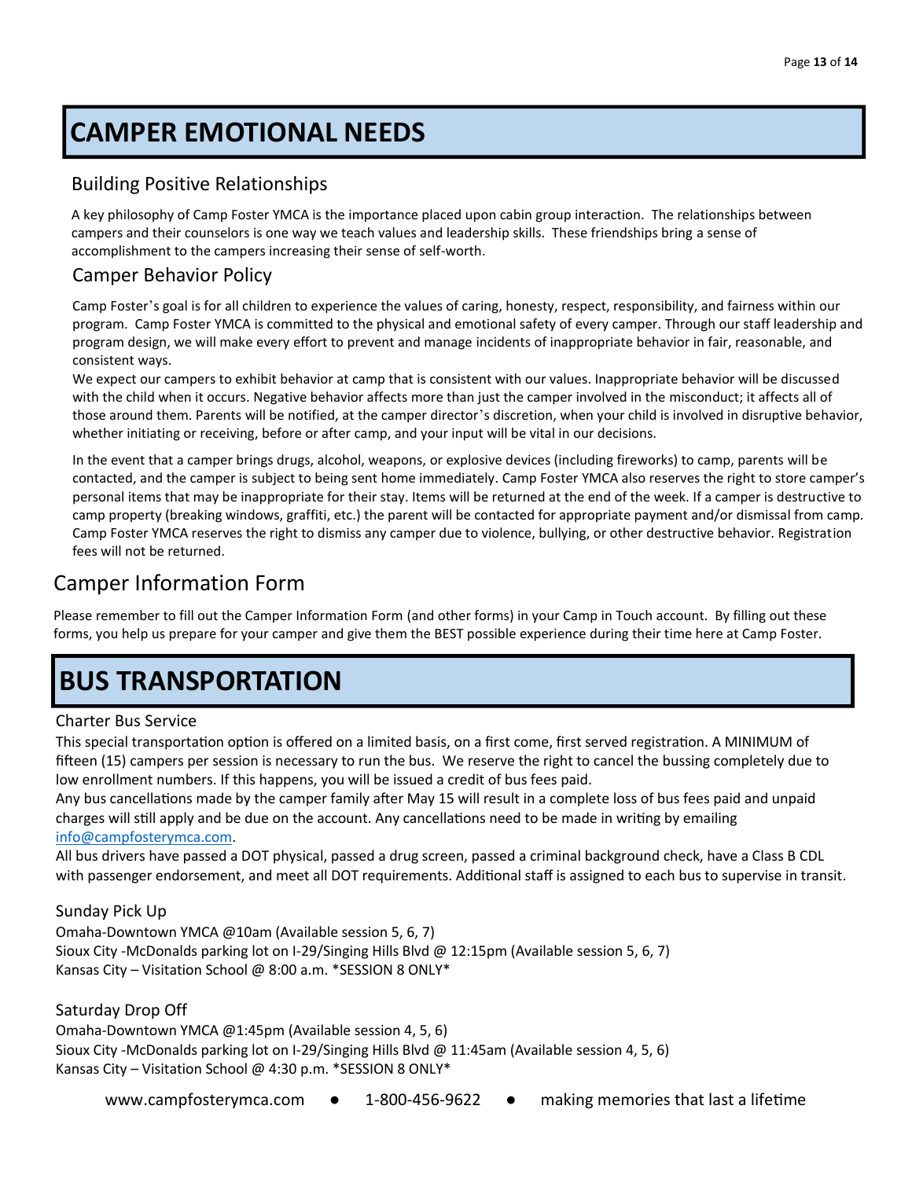# CAMPER EMOTIONAL NEEDS

## Building Positive Relationships

A key philosophy of Camp Foster YMCA is the importance placed upon cabin group interaction. The relationships between campers and their counselors is one way we teach values and leadership skills. These friendships bring a sense of accomplishment to the campers increasing their sense of self-worth.

## Camper Behavior Policy

Camp Foster's goal is for all children to experience the values of caring, honesty, respect, responsibility, and fairness within our program. Camp Foster YMCA is committed to the physical and emotional safety of every camper. Through our staff leadership and program design, we will make every effort to prevent and manage incidents of inappropriate behavior in fair, reasonable, and consistent ways.

We expect our campers to exhibit behavior at camp that is consistent with our values. Inappropriate behavior will be discussed with the child when it occurs. Negative behavior affects more than just the camper involved in the misconduct; it affects all of those around them. Parents will be notified, at the camper director's discretion, when your child is involved in disruptive behavior, whether initiating or receiving, before or after camp, and your input will be vital in our decisions.

In the event that a camper brings drugs, alcohol, weapons, or explosive devices (including fireworks) to camp, parents will be contacted, and the camper is subject to being sent home immediately. Camp Foster YMCA also reserves the right to store camper's personal items that may be inappropriate for their stay. Items will be returned at the end of the week. If a camper is destructive to camp property (breaking windows, graffiti, etc.) the parent will be contacted for appropriate payment and/or dismissal from camp. Camp Foster YMCA reserves the right to dismiss any camper due to violence, bullying, or other destructive behavior. Registration fees will not be returned.

## Camper Information Form

Please remember to fill out the Camper Information Form (and other forms) in your Camp in Touch account. By filling out these forms, you help us prepare for your camper and give them the BEST possible experience during their time here at Camp Foster.

# BUS TRANSPORTATION

## Charter Bus Service

This special transportation option is offered on a limited basis, on a first come, first served registration. A MINIMUM of fifteen (15) campers per session is necessary to run the bus. We reserve the right to cancel the bussing completely due to low enrollment numbers. If this happens, you will be issued a credit of bus fees paid.

Any bus cancellations made by the camper family after May 15 will result in a complete loss of bus fees paid and unpaid charges will still apply and be due on the account. Any cancellations need to be made in writing by emailing info@campfosterymca.com.

All bus drivers have passed a DOT physical, passed a drug screen, passed a criminal background check, have a Class B CDL with passenger endorsement, and meet all DOT requirements. Additional staff is assigned to each bus to supervise in transit.

## Sunday Pick Up

Omaha-Downtown YMCA @10am (Available session 5, 6, 7)
Sioux City -McDonalds parking lot on I-29/Singing Hills Blvd @ 12:15pm (Available session 5, 6, 7)
Kansas City – Visitation School @ 8:00 a.m. *SESSION 8 ONLY*

## Saturday Drop Off

Omaha-Downtown YMCA @1:45pm (Available session 4, 5, 6)
Sioux City -McDonalds parking lot on I-29/Singing Hills Blvd @ 11:45am (Available session 4, 5, 6)
Kansas City – Visitation School @ 4:30 p.m. *SESSION 8 ONLY*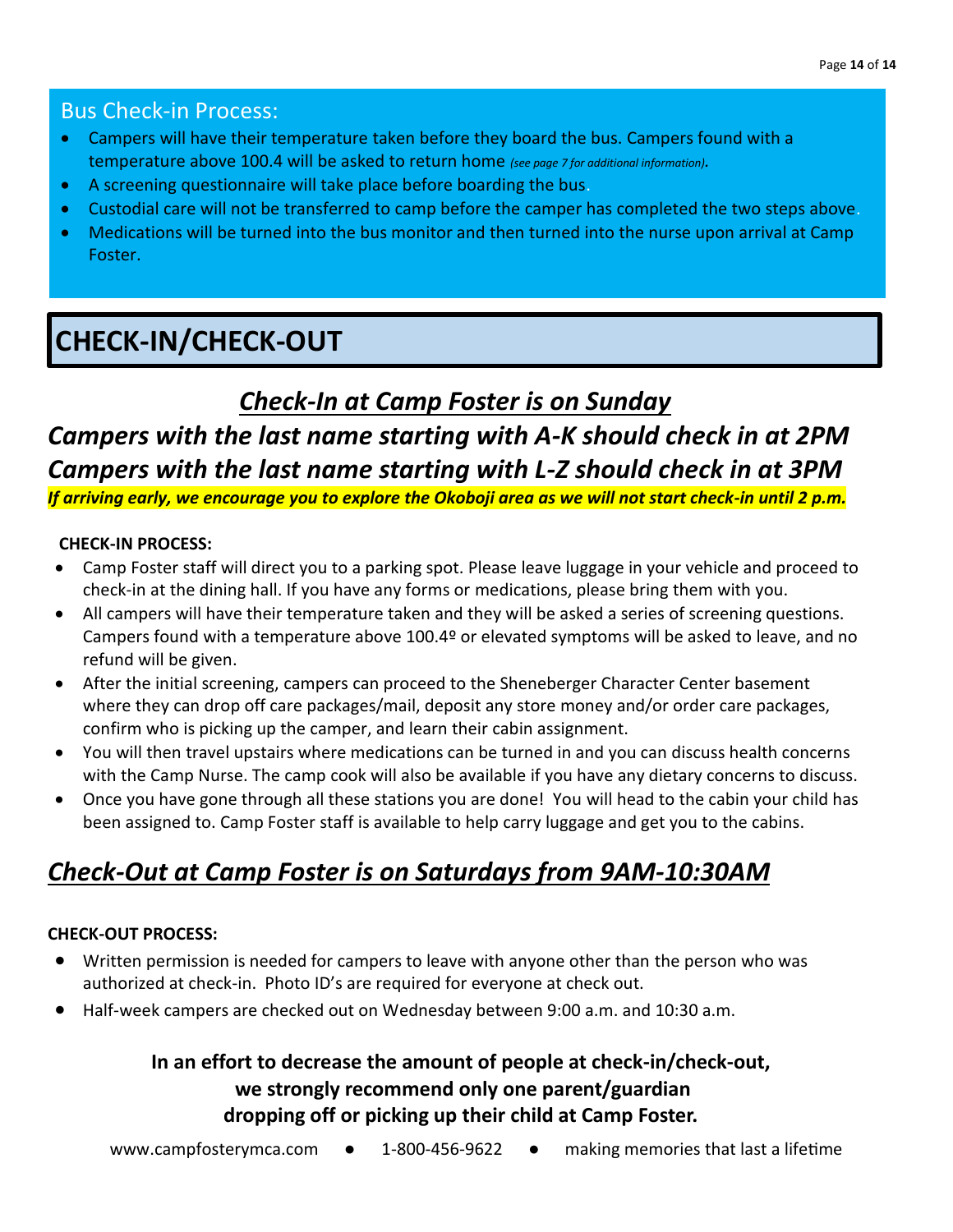## Bus Check-in Process:

- Campers will have their temperature taken before they board the bus. Campers found with a temperature above 100.4 will be asked to return home *(see page 7 for additional information)*.
- A screening questionnaire will take place before boarding the bus.
- Custodial care will not be transferred to camp before the camper has completed the two steps above.
- Medications will be turned into the bus monitor and then turned into the nurse upon arrival at Camp Foster.

# CHECK-IN/CHECK-OUT

## *Check-In at Camp Foster is on Sunday*

## *Campers with the last name starting with A-K should check in at 2PM*
## *Campers with the last name starting with L-Z should check in at 3PM*

***If arriving early, we encourage you to explore the Okoboji area as we will not start check-in until 2 p.m.***

**CHECK-IN PROCESS:**

- Camp Foster staff will direct you to a parking spot. Please leave luggage in your vehicle and proceed to check-in at the dining hall. If you have any forms or medications, please bring them with you.
- All campers will have their temperature taken and they will be asked a series of screening questions. Campers found with a temperature above 100.4º or elevated symptoms will be asked to leave, and no refund will be given.
- After the initial screening, campers can proceed to the Sheneberger Character Center basement where they can drop off care packages/mail, deposit any store money and/or order care packages, confirm who is picking up the camper, and learn their cabin assignment.
- You will then travel upstairs where medications can be turned in and you can discuss health concerns with the Camp Nurse. The camp cook will also be available if you have any dietary concerns to discuss.
- Once you have gone through all these stations you are done! You will head to the cabin your child has been assigned to. Camp Foster staff is available to help carry luggage and get you to the cabins.

## *Check-Out at Camp Foster is on Saturdays from 9AM-10:30AM*

**CHECK-OUT PROCESS:**

- Written permission is needed for campers to leave with anyone other than the person who was authorized at check-in. Photo ID's are required for everyone at check out.
- Half-week campers are checked out on Wednesday between 9:00 a.m. and 10:30 a.m.

**In an effort to decrease the amount of people at check-in/check-out, we strongly recommend only one parent/guardian dropping off or picking up their child at Camp Foster.**

www.campfosterymca.com ● 1-800-456-9622 ● making memories that last a lifetime